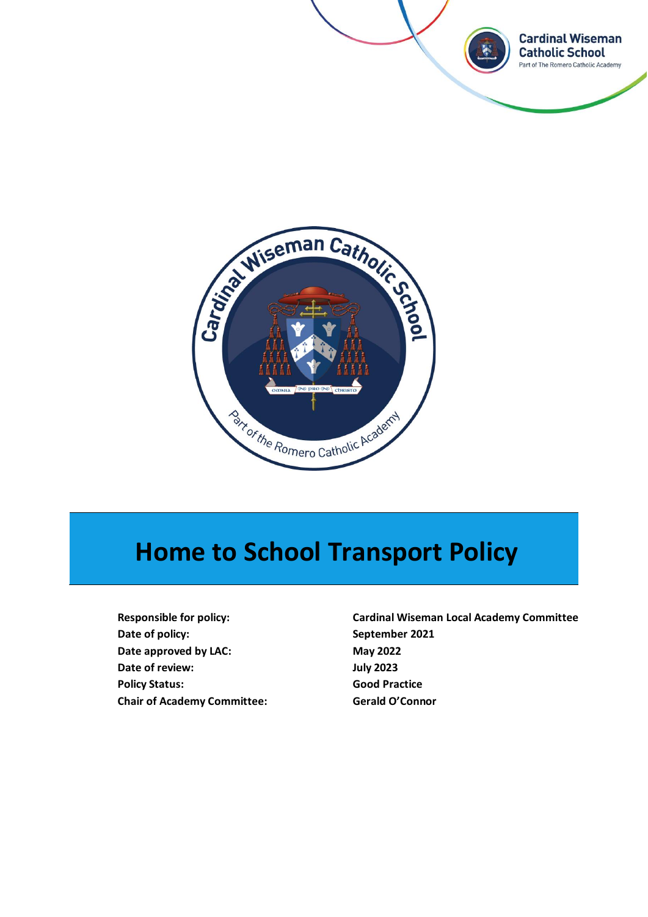# Home to School Transport Policy

| | |
|---|---|
| **Responsible for policy:** | **Cardinal Wiseman Local Academy Committee** |
| **Date of policy:** | **September 2021** |
| **Date approved by LAC:** | **May 2022** |
| **Date of review:** | **July 2023** |
| **Policy Status:** | **Good Practice** |
| **Chair of Academy Committee:** | **Gerald O'Connor** |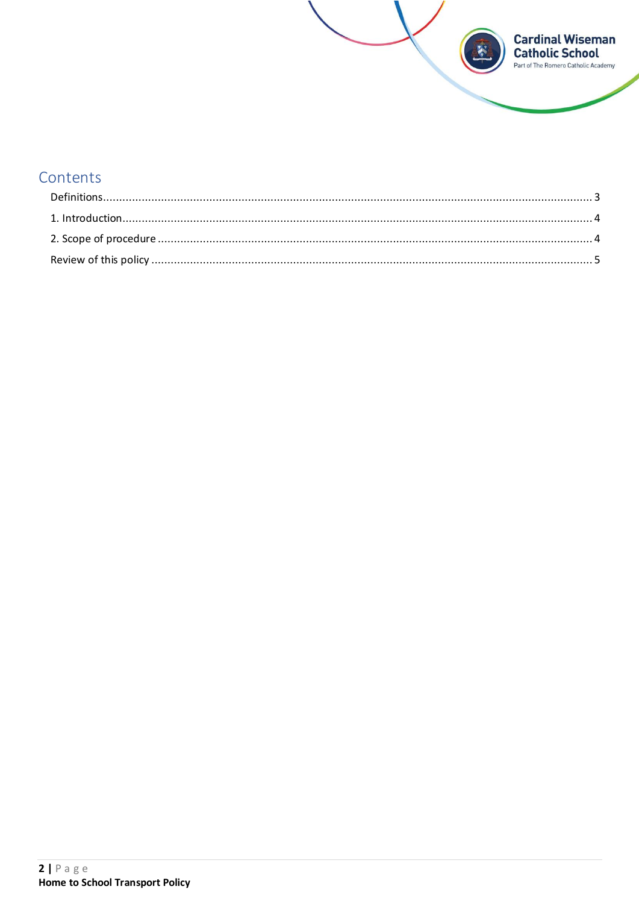# Contents

Definitions.......................................................................................................................................... 3

1. Introduction..................................................................................................................................... 4

2. Scope of procedure .......................................................................................................................... 4

Review of this policy ............................................................................................................................ 5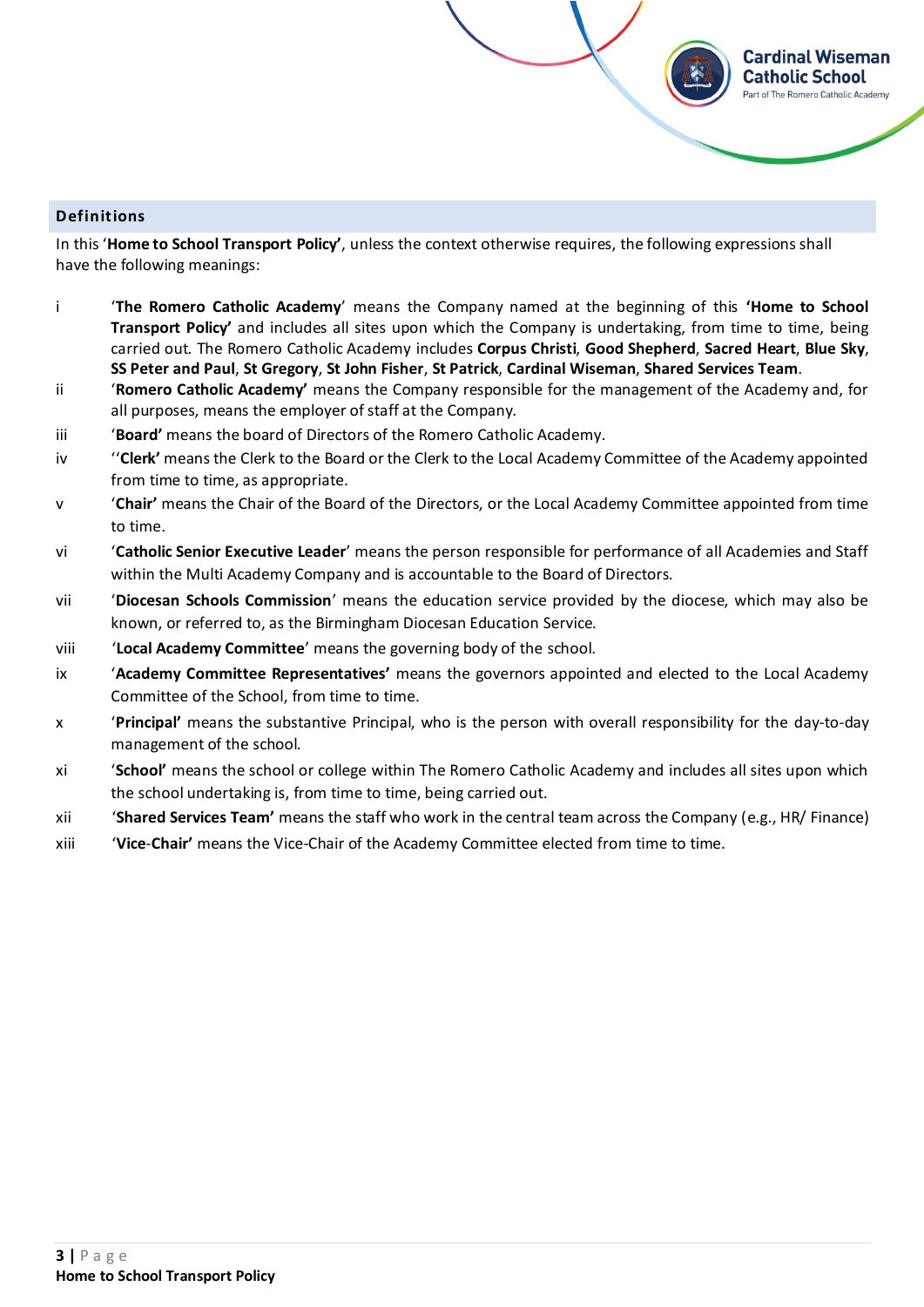## Definitions

In this '**Home to School Transport Policy'**, unless the context otherwise requires, the following expressions shall have the following meanings:

i 'The Romero Catholic Academy' means the Company named at the beginning of this **'Home to School Transport Policy'** and includes all sites upon which the Company is undertaking, from time to time, being carried out. The Romero Catholic Academy includes **Corpus Christi**, **Good Shepherd**, **Sacred Heart**, **Blue Sky**, **SS Peter and Paul**, **St Gregory**, **St John Fisher**, **St Patrick**, **Cardinal Wiseman**, **Shared Services Team**.

ii '**Romero Catholic Academy'** means the Company responsible for the management of the Academy and, for all purposes, means the employer of staff at the Company.

iii '**Board'** means the board of Directors of the Romero Catholic Academy.

iv ''**Clerk'** means the Clerk to the Board or the Clerk to the Local Academy Committee of the Academy appointed from time to time, as appropriate.

v '**Chair'** means the Chair of the Board of the Directors, or the Local Academy Committee appointed from time to time.

vi '**Catholic Senior Executive Leader**' means the person responsible for performance of all Academies and Staff within the Multi Academy Company and is accountable to the Board of Directors.

vii '**Diocesan Schools Commission**' means the education service provided by the diocese, which may also be known, or referred to, as the Birmingham Diocesan Education Service.

viii '**Local Academy Committee**' means the governing body of the school.

ix '**Academy Committee Representatives'** means the governors appointed and elected to the Local Academy Committee of the School, from time to time.

x '**Principal'** means the substantive Principal, who is the person with overall responsibility for the day-to-day management of the school.

xi '**School'** means the school or college within The Romero Catholic Academy and includes all sites upon which the school undertaking is, from time to time, being carried out.

xii '**Shared Services Team'** means the staff who work in the central team across the Company (e.g., HR/ Finance)

xiii '**Vice-Chair'** means the Vice-Chair of the Academy Committee elected from time to time.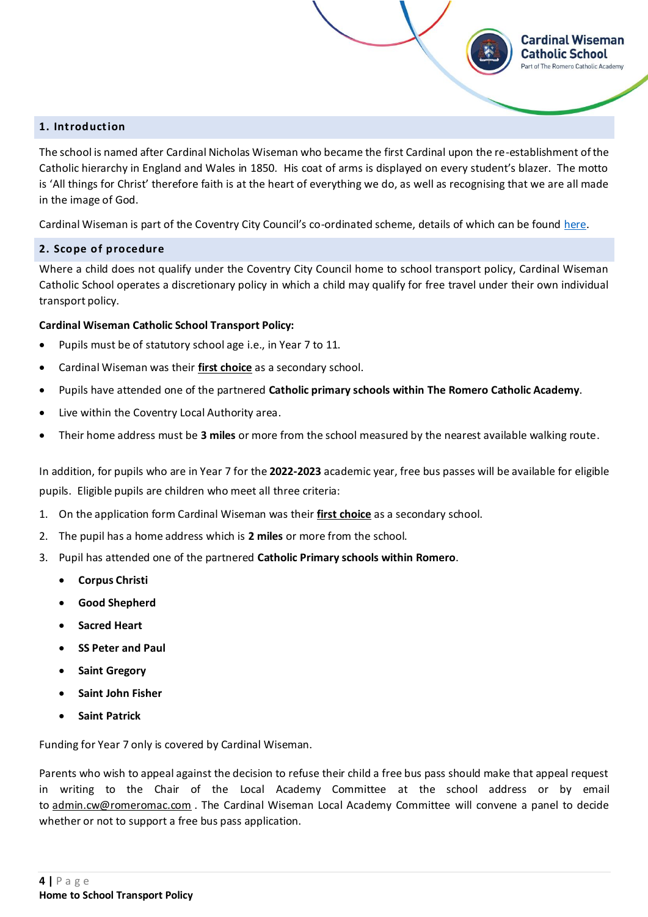## 1. Introduction

The school is named after Cardinal Nicholas Wiseman who became the first Cardinal upon the re-establishment of the Catholic hierarchy in England and Wales in 1850. His coat of arms is displayed on every student's blazer. The motto is 'All things for Christ' therefore faith is at the heart of everything we do, as well as recognising that we are all made in the image of God.

Cardinal Wiseman is part of the Coventry City Council's co-ordinated scheme, details of which can be found here.

## 2. Scope of procedure

Where a child does not qualify under the Coventry City Council home to school transport policy, Cardinal Wiseman Catholic School operates a discretionary policy in which a child may qualify for free travel under their own individual transport policy.

**Cardinal Wiseman Catholic School Transport Policy:**

- Pupils must be of statutory school age i.e., in Year 7 to 11.
- Cardinal Wiseman was their **first choice** as a secondary school.
- Pupils have attended one of the partnered **Catholic primary schools within The Romero Catholic Academy**.
- Live within the Coventry Local Authority area.
- Their home address must be **3 miles** or more from the school measured by the nearest available walking route.

In addition, for pupils who are in Year 7 for the **2022-2023** academic year, free bus passes will be available for eligible pupils. Eligible pupils are children who meet all three criteria:

1. On the application form Cardinal Wiseman was their **first choice** as a secondary school.
2. The pupil has a home address which is **2 miles** or more from the school.
3. Pupil has attended one of the partnered **Catholic Primary schools within Romero**.
   - **Corpus Christi**
   - **Good Shepherd**
   - **Sacred Heart**
   - **SS Peter and Paul**
   - **Saint Gregory**
   - **Saint John Fisher**
   - **Saint Patrick**

Funding for Year 7 only is covered by Cardinal Wiseman.

Parents who wish to appeal against the decision to refuse their child a free bus pass should make that appeal request in writing to the Chair of the Local Academy Committee at the school address or by email to admin.cw@romeromac.com . The Cardinal Wiseman Local Academy Committee will convene a panel to decide whether or not to support a free bus pass application.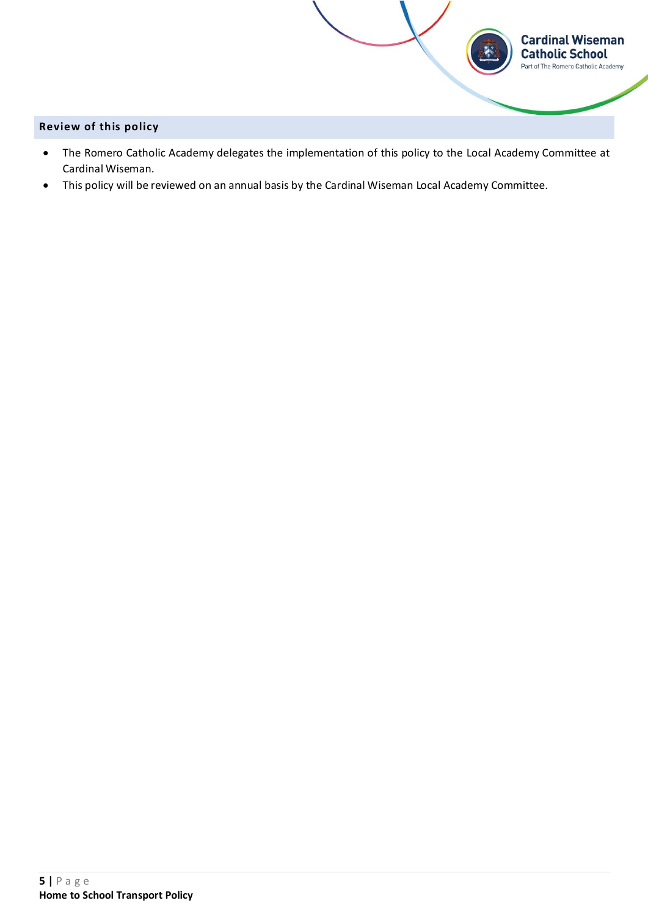## Review of this policy

- The Romero Catholic Academy delegates the implementation of this policy to the Local Academy Committee at Cardinal Wiseman.
- This policy will be reviewed on an annual basis by the Cardinal Wiseman Local Academy Committee.